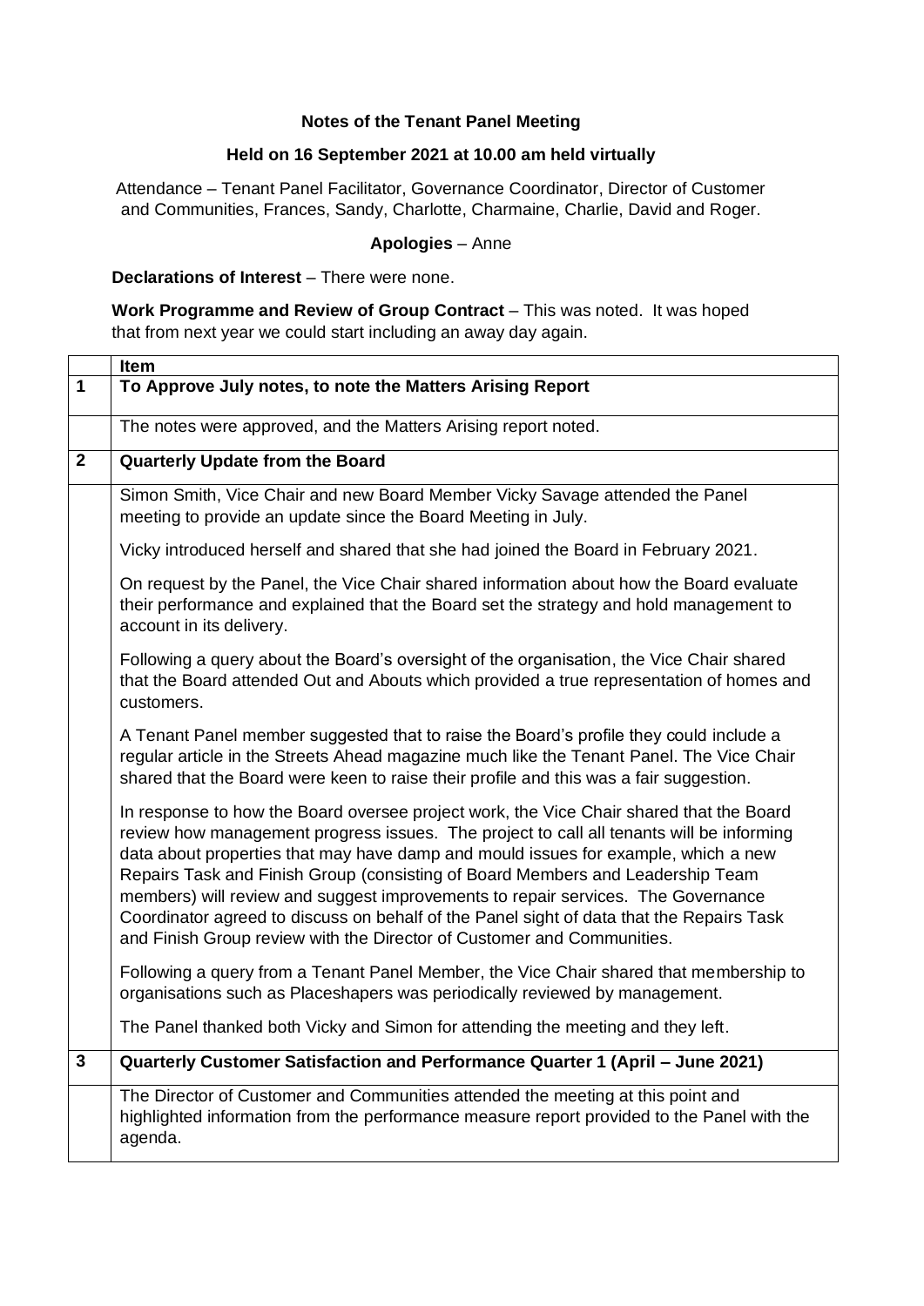**Notes of the Tenant Panel Meeting**

**Held on 16 September 2021 at 10.00 am held virtually**

Attendance – Tenant Panel Facilitator, Governance Coordinator, Director of Customer and Communities, Frances, Sandy, Charlotte, Charmaine, Charlie, David and Roger.

**Apologies** – Anne

**Declarations of Interest** – There were none.

**Work Programme and Review of Group Contract** – This was noted. It was hoped that from next year we could start including an away day again.

| | Item |
|---|---|
| **1** | **To Approve July notes, to note the Matters Arising Report** |
| | The notes were approved, and the Matters Arising report noted. |
| **2** | **Quarterly Update from the Board** |
| | Simon Smith, Vice Chair and new Board Member Vicky Savage attended the Panel meeting to provide an update since the Board Meeting in July.<br><br>Vicky introduced herself and shared that she had joined the Board in February 2021.<br><br>On request by the Panel, the Vice Chair shared information about how the Board evaluate their performance and explained that the Board set the strategy and hold management to account in its delivery.<br><br>Following a query about the Board's oversight of the organisation, the Vice Chair shared that the Board attended Out and Abouts which provided a true representation of homes and customers.<br><br>A Tenant Panel member suggested that to raise the Board's profile they could include a regular article in the Streets Ahead magazine much like the Tenant Panel. The Vice Chair shared that the Board were keen to raise their profile and this was a fair suggestion.<br><br>In response to how the Board oversee project work, the Vice Chair shared that the Board review how management progress issues. The project to call all tenants will be informing data about properties that may have damp and mould issues for example, which a new Repairs Task and Finish Group (consisting of Board Members and Leadership Team members) will review and suggest improvements to repair services. The Governance Coordinator agreed to discuss on behalf of the Panel sight of data that the Repairs Task and Finish Group review with the Director of Customer and Communities.<br><br>Following a query from a Tenant Panel Member, the Vice Chair shared that membership to organisations such as Placeshapers was periodically reviewed by management.<br><br>The Panel thanked both Vicky and Simon for attending the meeting and they left. |
| **3** | **Quarterly Customer Satisfaction and Performance Quarter 1 (April – June 2021)** |
| | The Director of Customer and Communities attended the meeting at this point and highlighted information from the performance measure report provided to the Panel with the agenda. |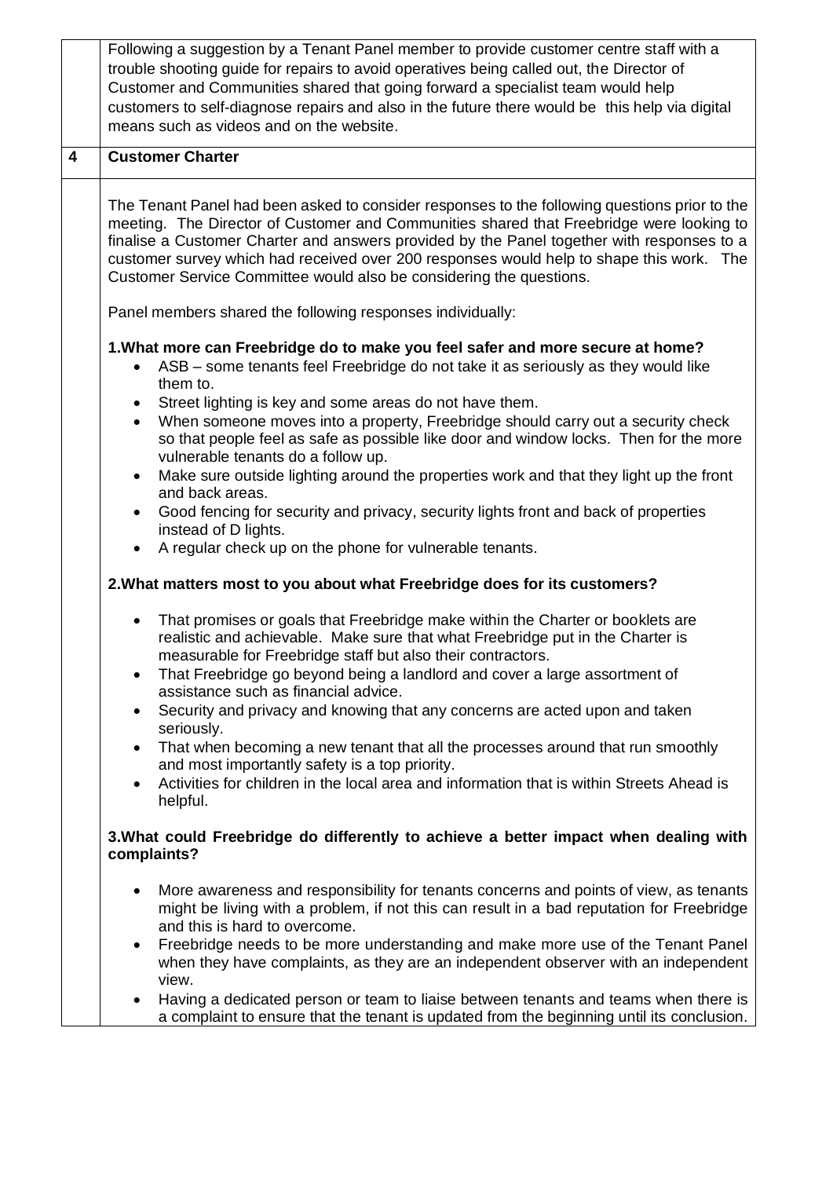Following a suggestion by a Tenant Panel member to provide customer centre staff with a trouble shooting guide for repairs to avoid operatives being called out, the Director of Customer and Communities shared that going forward a specialist team would help customers to self-diagnose repairs and also in the future there would be this help via digital means such as videos and on the website.

## 4 Customer Charter

The Tenant Panel had been asked to consider responses to the following questions prior to the meeting. The Director of Customer and Communities shared that Freebridge were looking to finalise a Customer Charter and answers provided by the Panel together with responses to a customer survey which had received over 200 responses would help to shape this work. The Customer Service Committee would also be considering the questions.

Panel members shared the following responses individually:

**1.What more can Freebridge do to make you feel safer and more secure at home?**

- ASB – some tenants feel Freebridge do not take it as seriously as they would like them to.
- Street lighting is key and some areas do not have them.
- When someone moves into a property, Freebridge should carry out a security check so that people feel as safe as possible like door and window locks. Then for the more vulnerable tenants do a follow up.
- Make sure outside lighting around the properties work and that they light up the front and back areas.
- Good fencing for security and privacy, security lights front and back of properties instead of D lights.
- A regular check up on the phone for vulnerable tenants.

**2.What matters most to you about what Freebridge does for its customers?**

- That promises or goals that Freebridge make within the Charter or booklets are realistic and achievable. Make sure that what Freebridge put in the Charter is measurable for Freebridge staff but also their contractors.
- That Freebridge go beyond being a landlord and cover a large assortment of assistance such as financial advice.
- Security and privacy and knowing that any concerns are acted upon and taken seriously.
- That when becoming a new tenant that all the processes around that run smoothly and most importantly safety is a top priority.
- Activities for children in the local area and information that is within Streets Ahead is helpful.

**3.What could Freebridge do differently to achieve a better impact when dealing with complaints?**

- More awareness and responsibility for tenants concerns and points of view, as tenants might be living with a problem, if not this can result in a bad reputation for Freebridge and this is hard to overcome.
- Freebridge needs to be more understanding and make more use of the Tenant Panel when they have complaints, as they are an independent observer with an independent view.
- Having a dedicated person or team to liaise between tenants and teams when there is a complaint to ensure that the tenant is updated from the beginning until its conclusion.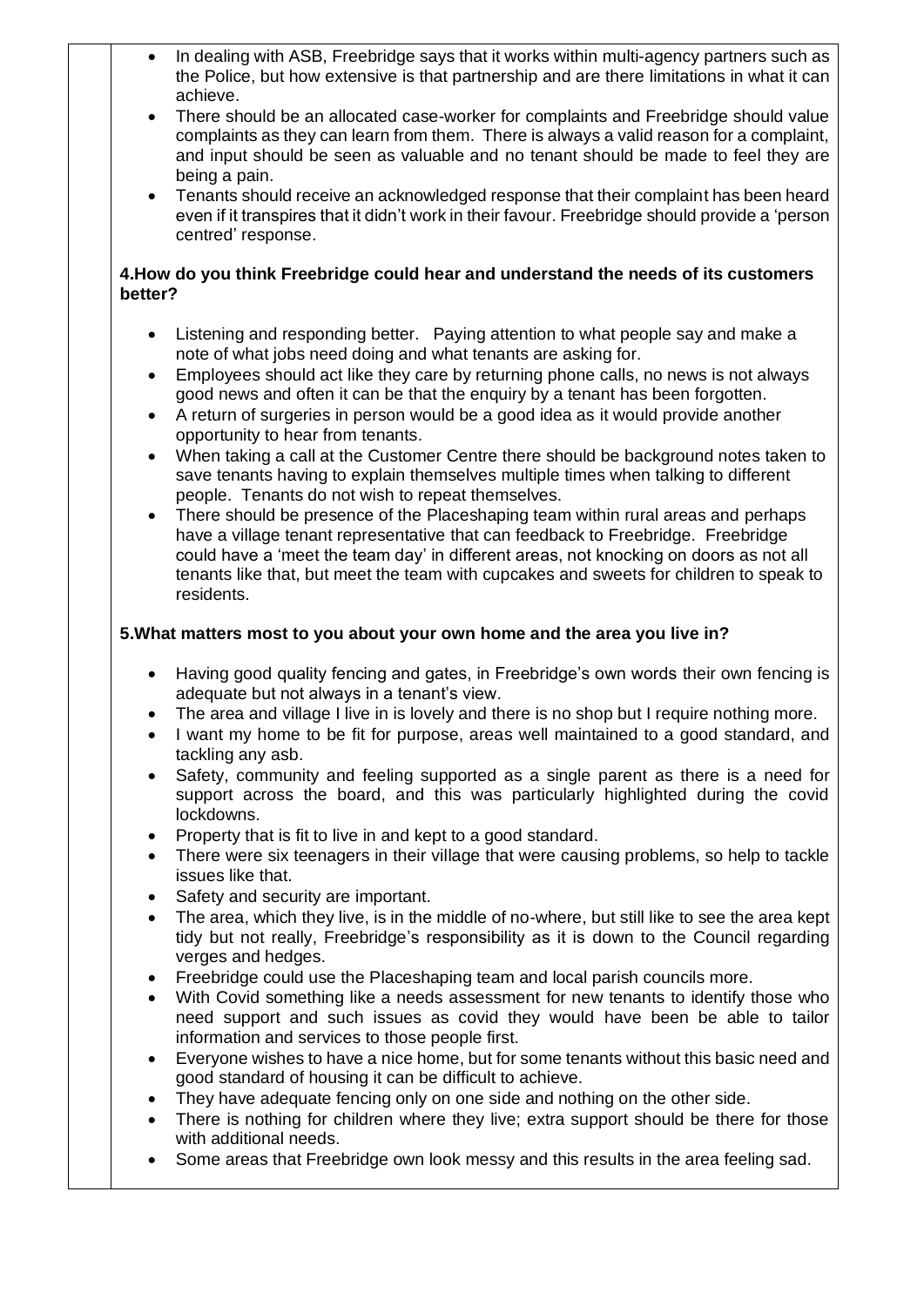- In dealing with ASB, Freebridge says that it works within multi-agency partners such as the Police, but how extensive is that partnership and are there limitations in what it can achieve.
- There should be an allocated case-worker for complaints and Freebridge should value complaints as they can learn from them. There is always a valid reason for a complaint, and input should be seen as valuable and no tenant should be made to feel they are being a pain.
- Tenants should receive an acknowledged response that their complaint has been heard even if it transpires that it didn't work in their favour. Freebridge should provide a 'person centred' response.

**4.How do you think Freebridge could hear and understand the needs of its customers better?**

- Listening and responding better. Paying attention to what people say and make a note of what jobs need doing and what tenants are asking for.
- Employees should act like they care by returning phone calls, no news is not always good news and often it can be that the enquiry by a tenant has been forgotten.
- A return of surgeries in person would be a good idea as it would provide another opportunity to hear from tenants.
- When taking a call at the Customer Centre there should be background notes taken to save tenants having to explain themselves multiple times when talking to different people. Tenants do not wish to repeat themselves.
- There should be presence of the Placeshaping team within rural areas and perhaps have a village tenant representative that can feedback to Freebridge. Freebridge could have a 'meet the team day' in different areas, not knocking on doors as not all tenants like that, but meet the team with cupcakes and sweets for children to speak to residents.

**5.What matters most to you about your own home and the area you live in?**

- Having good quality fencing and gates, in Freebridge's own words their own fencing is adequate but not always in a tenant's view.
- The area and village I live in is lovely and there is no shop but I require nothing more.
- I want my home to be fit for purpose, areas well maintained to a good standard, and tackling any asb.
- Safety, community and feeling supported as a single parent as there is a need for support across the board, and this was particularly highlighted during the covid lockdowns.
- Property that is fit to live in and kept to a good standard.
- There were six teenagers in their village that were causing problems, so help to tackle issues like that.
- Safety and security are important.
- The area, which they live, is in the middle of no-where, but still like to see the area kept tidy but not really, Freebridge's responsibility as it is down to the Council regarding verges and hedges.
- Freebridge could use the Placeshaping team and local parish councils more.
- With Covid something like a needs assessment for new tenants to identify those who need support and such issues as covid they would have been be able to tailor information and services to those people first.
- Everyone wishes to have a nice home, but for some tenants without this basic need and good standard of housing it can be difficult to achieve.
- They have adequate fencing only on one side and nothing on the other side.
- There is nothing for children where they live; extra support should be there for those with additional needs.
- Some areas that Freebridge own look messy and this results in the area feeling sad.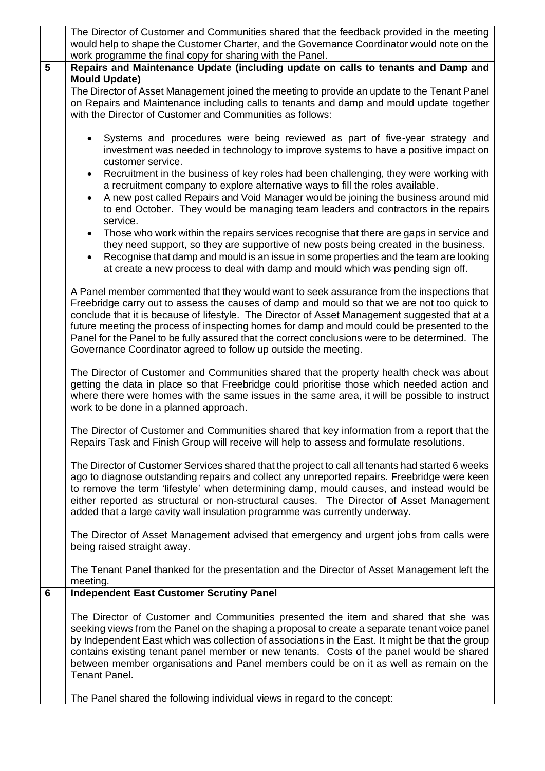| | |
|---|---|
| | The Director of Customer and Communities shared that the feedback provided in the meeting would help to shape the Customer Charter, and the Governance Coordinator would note on the work programme the final copy for sharing with the Panel. |
| **5** | **Repairs and Maintenance Update (including update on calls to tenants and Damp and Mould Update)** |
| | The Director of Asset Management joined the meeting to provide an update to the Tenant Panel on Repairs and Maintenance including calls to tenants and damp and mould update together with the Director of Customer and Communities as follows:<br><br>• Systems and procedures were being reviewed as part of five-year strategy and investment was needed in technology to improve systems to have a positive impact on customer service.<br>• Recruitment in the business of key roles had been challenging, they were working with a recruitment company to explore alternative ways to fill the roles available.<br>• A new post called Repairs and Void Manager would be joining the business around mid to end October. They would be managing team leaders and contractors in the repairs service.<br>• Those who work within the repairs services recognise that there are gaps in service and they need support, so they are supportive of new posts being created in the business.<br>• Recognise that damp and mould is an issue in some properties and the team are looking at create a new process to deal with damp and mould which was pending sign off.<br><br>A Panel member commented that they would want to seek assurance from the inspections that Freebridge carry out to assess the causes of damp and mould so that we are not too quick to conclude that it is because of lifestyle. The Director of Asset Management suggested that at a future meeting the process of inspecting homes for damp and mould could be presented to the Panel for the Panel to be fully assured that the correct conclusions were to be determined. The Governance Coordinator agreed to follow up outside the meeting.<br><br>The Director of Customer and Communities shared that the property health check was about getting the data in place so that Freebridge could prioritise those which needed action and where there were homes with the same issues in the same area, it will be possible to instruct work to be done in a planned approach.<br><br>The Director of Customer and Communities shared that key information from a report that the Repairs Task and Finish Group will receive will help to assess and formulate resolutions.<br><br>The Director of Customer Services shared that the project to call all tenants had started 6 weeks ago to diagnose outstanding repairs and collect any unreported repairs. Freebridge were keen to remove the term 'lifestyle' when determining damp, mould causes, and instead would be either reported as structural or non-structural causes. The Director of Asset Management added that a large cavity wall insulation programme was currently underway.<br><br>The Director of Asset Management advised that emergency and urgent jobs from calls were being raised straight away.<br><br>The Tenant Panel thanked for the presentation and the Director of Asset Management left the meeting. |
| **6** | **Independent East Customer Scrutiny Panel** |
| | The Director of Customer and Communities presented the item and shared that she was seeking views from the Panel on the shaping a proposal to create a separate tenant voice panel by Independent East which was collection of associations in the East. It might be that the group contains existing tenant panel member or new tenants. Costs of the panel would be shared between member organisations and Panel members could be on it as well as remain on the Tenant Panel.<br><br>The Panel shared the following individual views in regard to the concept: |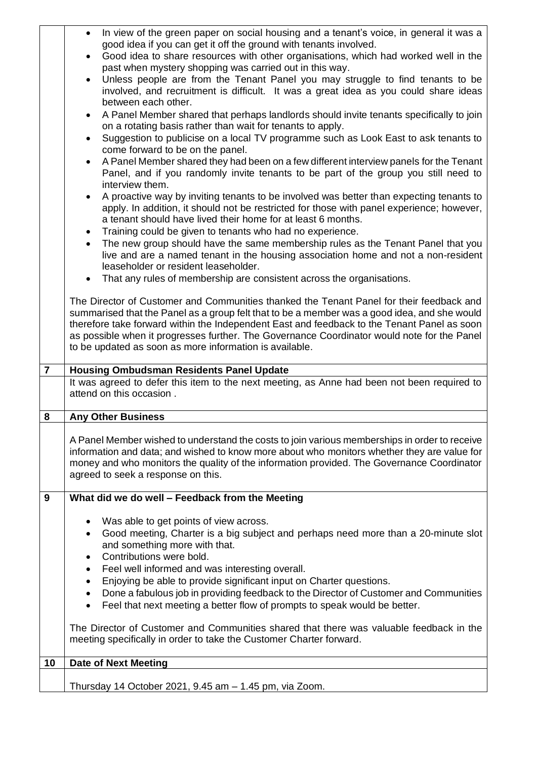| | |
|---|---|
| | • In view of the green paper on social housing and a tenant's voice, in general it was a good idea if you can get it off the ground with tenants involved.<br>• Good idea to share resources with other organisations, which had worked well in the past when mystery shopping was carried out in this way.<br>• Unless people are from the Tenant Panel you may struggle to find tenants to be involved, and recruitment is difficult. It was a great idea as you could share ideas between each other.<br>• A Panel Member shared that perhaps landlords should invite tenants specifically to join on a rotating basis rather than wait for tenants to apply.<br>• Suggestion to publicise on a local TV programme such as Look East to ask tenants to come forward to be on the panel.<br>• A Panel Member shared they had been on a few different interview panels for the Tenant Panel, and if you randomly invite tenants to be part of the group you still need to interview them.<br>• A proactive way by inviting tenants to be involved was better than expecting tenants to apply. In addition, it should not be restricted for those with panel experience; however, a tenant should have lived their home for at least 6 months.<br>• Training could be given to tenants who had no experience.<br>• The new group should have the same membership rules as the Tenant Panel that you live and are a named tenant in the housing association home and not a non-resident leaseholder or resident leaseholder.<br>• That any rules of membership are consistent across the organisations.<br><br>The Director of Customer and Communities thanked the Tenant Panel for their feedback and summarised that the Panel as a group felt that to be a member was a good idea, and she would therefore take forward within the Independent East and feedback to the Tenant Panel as soon as possible when it progresses further. The Governance Coordinator would note for the Panel to be updated as soon as more information is available. |
| **7** | **Housing Ombudsman Residents Panel Update** |
| | It was agreed to defer this item to the next meeting, as Anne had been not been required to attend on this occasion . |
| **8** | **Any Other Business** |
| | A Panel Member wished to understand the costs to join various memberships in order to receive information and data; and wished to know more about who monitors whether they are value for money and who monitors the quality of the information provided. The Governance Coordinator agreed to seek a response on this. |
| **9** | **What did we do well – Feedback from the Meeting** |
| | • Was able to get points of view across.<br>• Good meeting, Charter is a big subject and perhaps need more than a 20-minute slot and something more with that.<br>• Contributions were bold.<br>• Feel well informed and was interesting overall.<br>• Enjoying be able to provide significant input on Charter questions.<br>• Done a fabulous job in providing feedback to the Director of Customer and Communities<br>• Feel that next meeting a better flow of prompts to speak would be better.<br><br>The Director of Customer and Communities shared that there was valuable feedback in the meeting specifically in order to take the Customer Charter forward. |
| **10** | **Date of Next Meeting** |
| | Thursday 14 October 2021, 9.45 am – 1.45 pm, via Zoom. |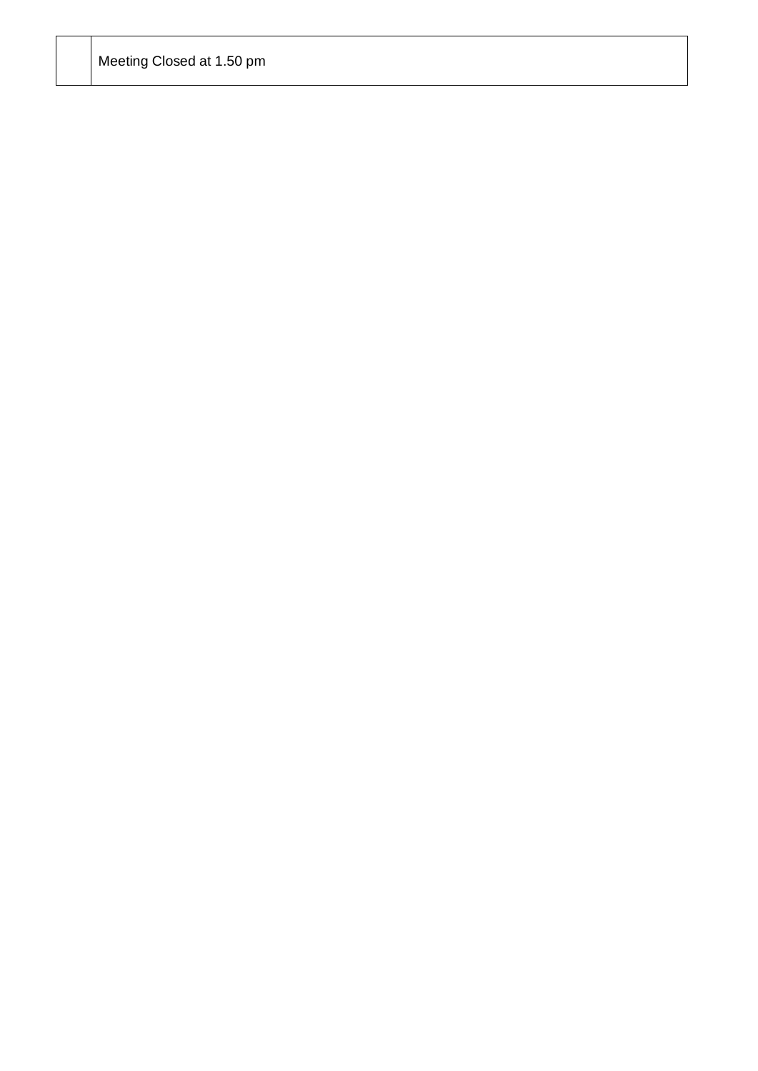| | |
|---|---|
| | Meeting Closed at 1.50 pm |